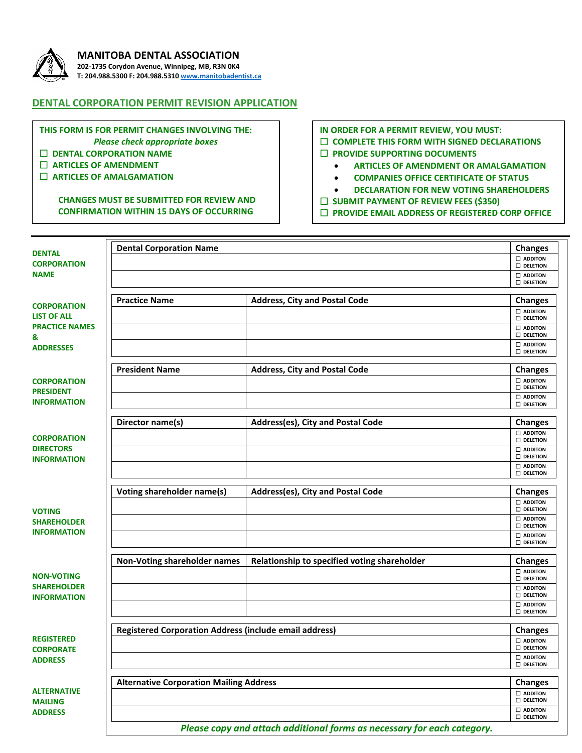# MANITOBA DENTAL ASSOCIATION

**202-1735 Corydon Avenue, Winnipeg, MB, R3N 0K4**
**T: 204.988.5300 F: 204.988.5310 www.manitobadentist.ca**

## DENTAL CORPORATION PERMIT REVISION APPLICATION

**THIS FORM IS FOR PERMIT CHANGES INVOLVING THE:**
*Please check appropriate boxes*

- ☐ DENTAL CORPORATION NAME
- ☐ ARTICLES OF AMENDMENT
- ☐ ARTICLES OF AMALGAMATION

**CHANGES MUST BE SUBMITTED FOR REVIEW AND CONFIRMATION WITHIN 15 DAYS OF OCCURRING**

**IN ORDER FOR A PERMIT REVIEW, YOU MUST:**

- ☐ COMPLETE THIS FORM WITH SIGNED DECLARATIONS
- ☐ PROVIDE SUPPORTING DOCUMENTS
  - ARTICLES OF AMENDMENT OR AMALGAMATION
  - COMPANIES OFFICE CERTIFICATE OF STATUS
  - DECLARATION FOR NEW VOTING SHAREHOLDERS
- ☐ SUBMIT PAYMENT OF REVIEW FEES ($350)
- ☐ PROVIDE EMAIL ADDRESS OF REGISTERED CORP OFFICE

---

**DENTAL CORPORATION NAME**

| Dental Corporation Name | Changes |
|---|---|
| | ☐ ADDITON ☐ DELETION |
| | ☐ ADDITON ☐ DELETION |

**CORPORATION LIST OF ALL PRACTICE NAMES & ADDRESSES**

| Practice Name | Address, City and Postal Code | Changes |
|---|---|---|
| | | ☐ ADDITON ☐ DELETION |
| | | ☐ ADDITON ☐ DELETION |
| | | ☐ ADDITON ☐ DELETION |

**CORPORATION PRESIDENT INFORMATION**

| President Name | Address, City and Postal Code | Changes |
|---|---|---|
| | | ☐ ADDITON ☐ DELETION |
| | | ☐ ADDITON ☐ DELETION |

**CORPORATION DIRECTORS INFORMATION**

| Director name(s) | Address(es), City and Postal Code | Changes |
|---|---|---|
| | | ☐ ADDITON ☐ DELETION |
| | | ☐ ADDITON ☐ DELETION |
| | | ☐ ADDITON ☐ DELETION |

**VOTING SHAREHOLDER INFORMATION**

| Voting shareholder name(s) | Address(es), City and Postal Code | Changes |
|---|---|---|
| | | ☐ ADDITON ☐ DELETION |
| | | ☐ ADDITON ☐ DELETION |
| | | ☐ ADDITON ☐ DELETION |

**NON-VOTING SHAREHOLDER INFORMATION**

| Non-Voting shareholder names | Relationship to specified voting shareholder | Changes |
|---|---|---|
| | | ☐ ADDITON ☐ DELETION |
| | | ☐ ADDITON ☐ DELETION |
| | | ☐ ADDITON ☐ DELETION |

**REGISTERED CORPORATE ADDRESS**

| Registered Corporation Address (include email address) | Changes |
|---|---|
| | ☐ ADDITON ☐ DELETION |
| | ☐ ADDITON ☐ DELETION |

**ALTERNATIVE MAILING ADDRESS**

| Alternative Corporation Mailing Address | Changes |
|---|---|
| | ☐ ADDITON ☐ DELETION |
| | ☐ ADDITON ☐ DELETION |

***Please copy and attach additional forms as necessary for each category.***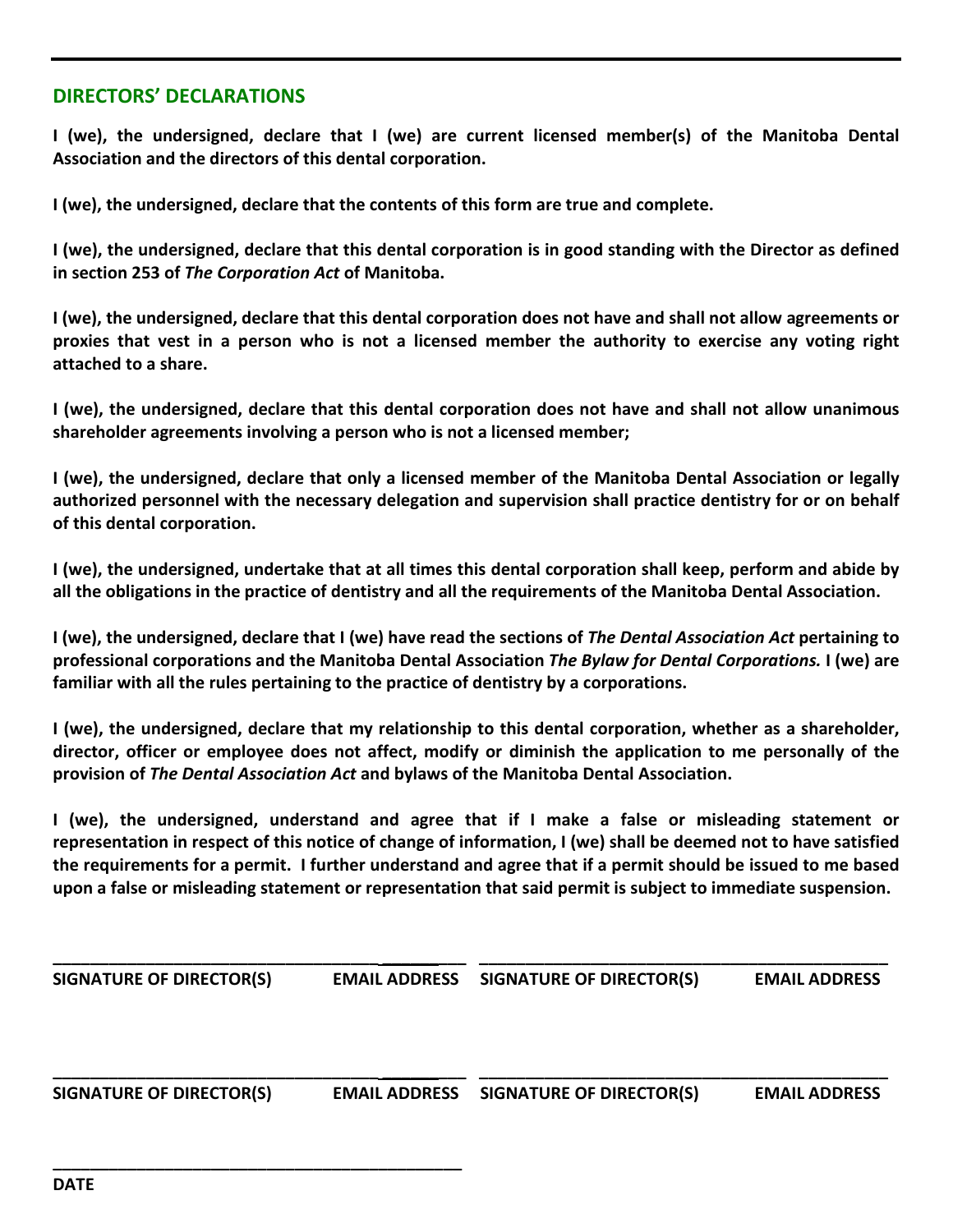## DIRECTORS' DECLARATIONS

**I (we), the undersigned, declare that I (we) are current licensed member(s) of the Manitoba Dental Association and the directors of this dental corporation.**

**I (we), the undersigned, declare that the contents of this form are true and complete.**

**I (we), the undersigned, declare that this dental corporation is in good standing with the Director as defined in section 253 of *The Corporation Act* of Manitoba.**

**I (we), the undersigned, declare that this dental corporation does not have and shall not allow agreements or proxies that vest in a person who is not a licensed member the authority to exercise any voting right attached to a share.**

**I (we), the undersigned, declare that this dental corporation does not have and shall not allow unanimous shareholder agreements involving a person who is not a licensed member;**

**I (we), the undersigned, declare that only a licensed member of the Manitoba Dental Association or legally authorized personnel with the necessary delegation and supervision shall practice dentistry for or on behalf of this dental corporation.**

**I (we), the undersigned, undertake that at all times this dental corporation shall keep, perform and abide by all the obligations in the practice of dentistry and all the requirements of the Manitoba Dental Association.**

**I (we), the undersigned, declare that I (we) have read the sections of *The Dental Association Act* pertaining to professional corporations and the Manitoba Dental Association *The Bylaw for Dental Corporations.* I (we) are familiar with all the rules pertaining to the practice of dentistry by a corporations.**

**I (we), the undersigned, declare that my relationship to this dental corporation, whether as a shareholder, director, officer or employee does not affect, modify or diminish the application to me personally of the provision of *The Dental Association Act* and bylaws of the Manitoba Dental Association.**

**I (we), the undersigned, understand and agree that if I make a false or misleading statement or representation in respect of this notice of change of information, I (we) shall be deemed not to have satisfied the requirements for a permit. I further understand and agree that if a permit should be issued to me based upon a false or misleading statement or representation that said permit is subject to immediate suspension.**

\_\_\_\_\_\_\_\_\_\_\_\_\_\_\_\_\_\_\_\_\_\_\_\_\_\_\_\_\_\_\_\_\_\_\_\_\_\_\_\_\_\_\_\_ \_\_\_\_\_\_\_\_\_\_\_\_\_\_\_\_\_\_\_\_\_\_\_\_\_\_\_\_\_\_\_\_\_\_\_\_\_\_\_\_\_\_\_\_

**SIGNATURE OF DIRECTOR(S) EMAIL ADDRESS SIGNATURE OF DIRECTOR(S) EMAIL ADDRESS**

\_\_\_\_\_\_\_\_\_\_\_\_\_\_\_\_\_\_\_\_\_\_\_\_\_\_\_\_\_\_\_\_\_\_\_\_\_\_\_\_\_\_\_\_ \_\_\_\_\_\_\_\_\_\_\_\_\_\_\_\_\_\_\_\_\_\_\_\_\_\_\_\_\_\_\_\_\_\_\_\_\_\_\_\_\_\_\_\_

**SIGNATURE OF DIRECTOR(S) EMAIL ADDRESS SIGNATURE OF DIRECTOR(S) EMAIL ADDRESS**

\_\_\_\_\_\_\_\_\_\_\_\_\_\_\_\_\_\_\_\_\_\_\_\_\_\_\_\_\_\_\_\_\_\_\_\_\_\_\_\_\_\_\_\_

**DATE**